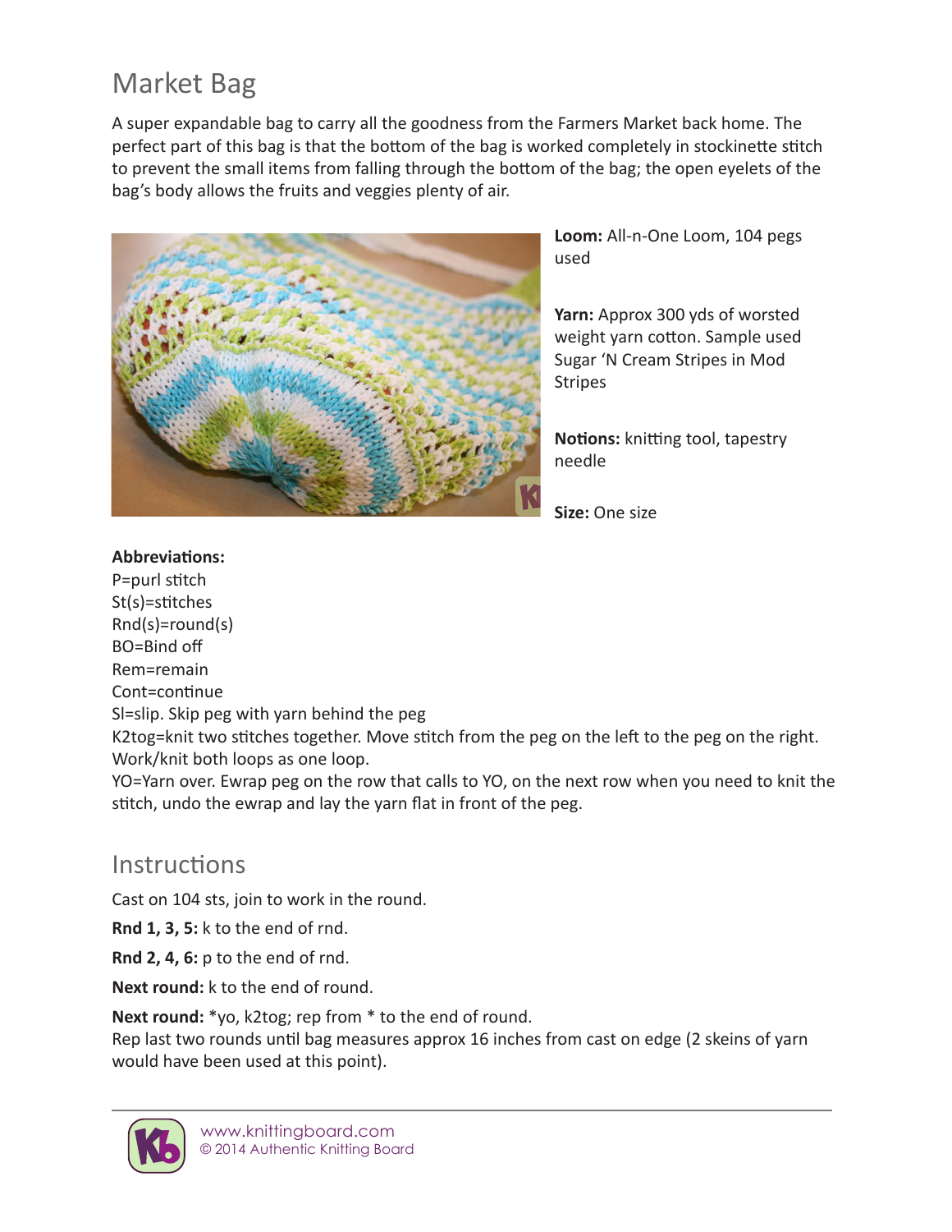# Market Bag

A super expandable bag to carry all the goodness from the Farmers Market back home. The perfect part of this bag is that the bottom of the bag is worked completely in stockinette stitch to prevent the small items from falling through the bottom of the bag; the open eyelets of the bag's body allows the fruits and veggies plenty of air.

**Loom:** All-n-One Loom, 104 pegs used

**Yarn:** Approx 300 yds of worsted weight yarn cotton. Sample used Sugar 'N Cream Stripes in Mod Stripes

**Notions:** knitting tool, tapestry needle

**Size:** One size

**Abbreviations:**
P=purl stitch
St(s)=stitches
Rnd(s)=round(s)
BO=Bind off
Rem=remain
Cont=continue
Sl=slip. Skip peg with yarn behind the peg
K2tog=knit two stitches together. Move stitch from the peg on the left to the peg on the right. Work/knit both loops as one loop.
YO=Yarn over. Ewrap peg on the row that calls to YO, on the next row when you need to knit the stitch, undo the ewrap and lay the yarn flat in front of the peg.

## Instructions

Cast on 104 sts, join to work in the round.

**Rnd 1, 3, 5:** k to the end of rnd.

**Rnd 2, 4, 6:** p to the end of rnd.

**Next round:** k to the end of round.

**Next round:** *yo, k2tog; rep from * to the end of round.
Rep last two rounds until bag measures approx 16 inches from cast on edge (2 skeins of yarn would have been used at this point).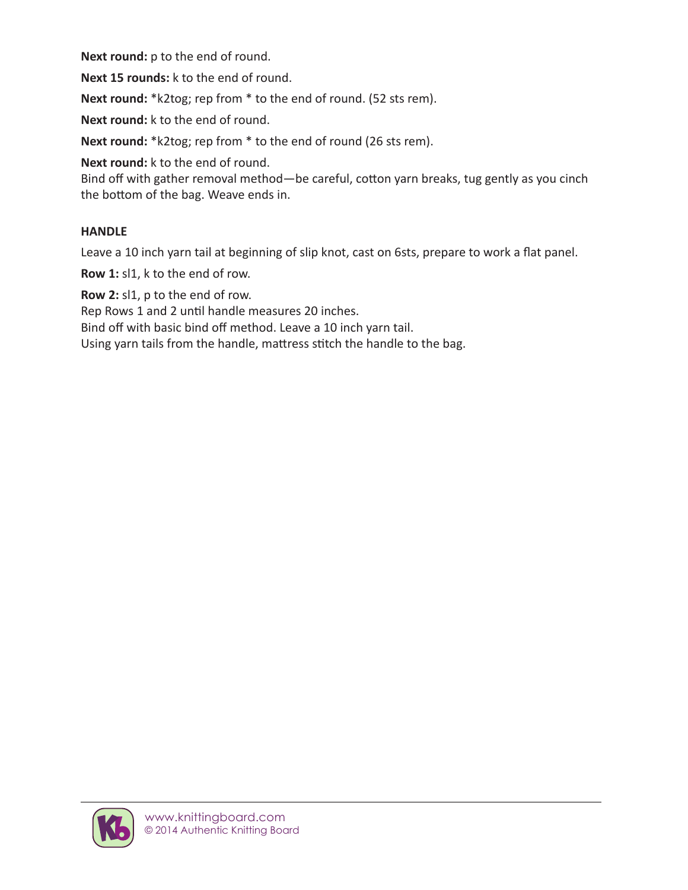**Next round:** p to the end of round.

**Next 15 rounds:** k to the end of round.

**Next round:** *k2tog; rep from * to the end of round. (52 sts rem).

**Next round:** k to the end of round.

**Next round:** *k2tog; rep from * to the end of round (26 sts rem).

**Next round:** k to the end of round.
Bind off with gather removal method—be careful, cotton yarn breaks, tug gently as you cinch the bottom of the bag. Weave ends in.

**HANDLE**

Leave a 10 inch yarn tail at beginning of slip knot, cast on 6sts, prepare to work a flat panel.

**Row 1:** sl1, k to the end of row.

**Row 2:** sl1, p to the end of row.
Rep Rows 1 and 2 until handle measures 20 inches.
Bind off with basic bind off method. Leave a 10 inch yarn tail.
Using yarn tails from the handle, mattress stitch the handle to the bag.